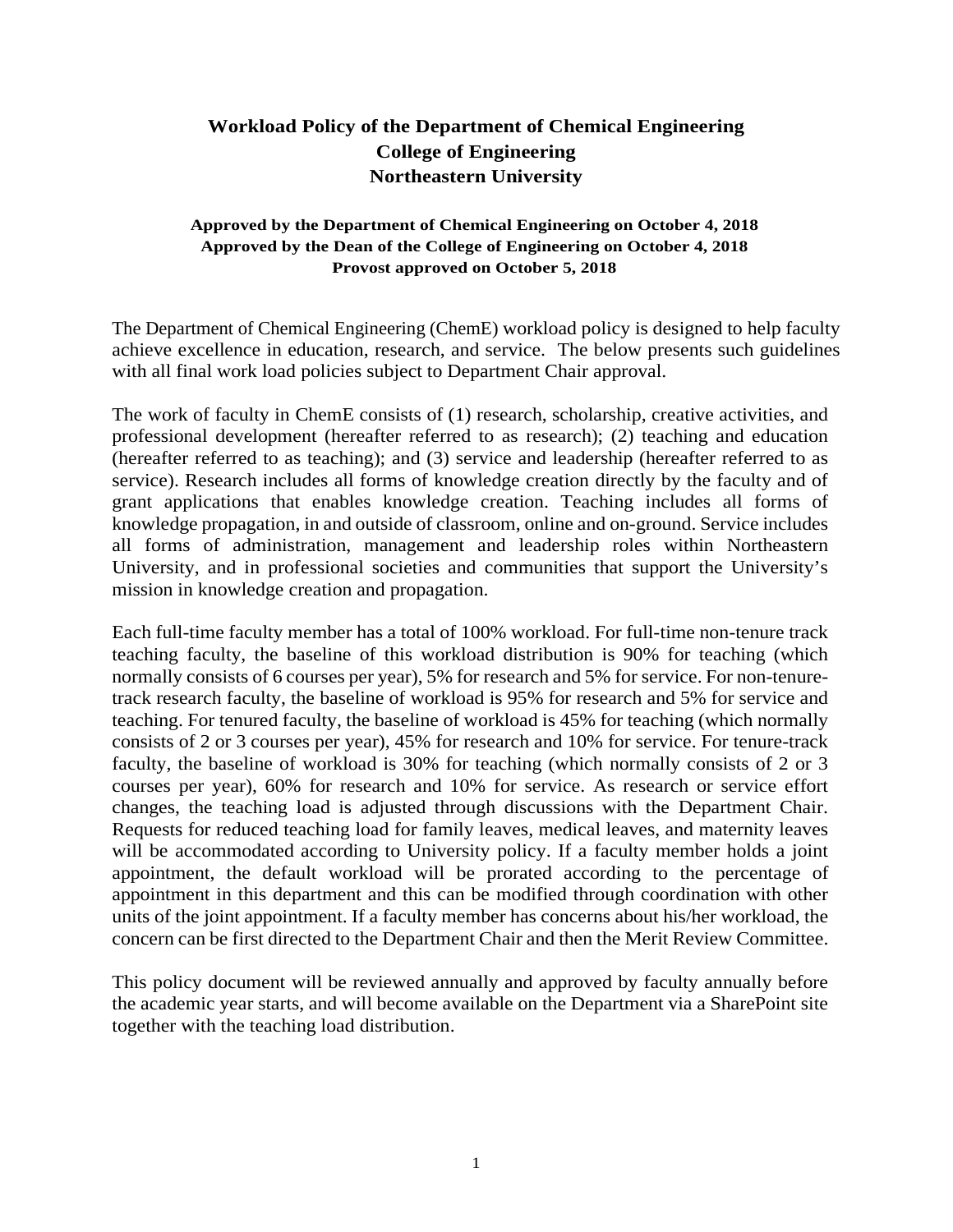# Workload Policy of the Department of Chemical Engineering
# College of Engineering
# Northeastern University

**Approved by the Department of Chemical Engineering on October 4, 2018**
**Approved by the Dean of the College of Engineering on October 4, 2018**
**Provost approved on October 5, 2018**

The Department of Chemical Engineering (ChemE) workload policy is designed to help faculty achieve excellence in education, research, and service. The below presents such guidelines with all final work load policies subject to Department Chair approval.

The work of faculty in ChemE consists of (1) research, scholarship, creative activities, and professional development (hereafter referred to as research); (2) teaching and education (hereafter referred to as teaching); and (3) service and leadership (hereafter referred to as service). Research includes all forms of knowledge creation directly by the faculty and of grant applications that enables knowledge creation. Teaching includes all forms of knowledge propagation, in and outside of classroom, online and on-ground. Service includes all forms of administration, management and leadership roles within Northeastern University, and in professional societies and communities that support the University's mission in knowledge creation and propagation.

Each full-time faculty member has a total of 100% workload. For full-time non-tenure track teaching faculty, the baseline of this workload distribution is 90% for teaching (which normally consists of 6 courses per year), 5% for research and 5% for service. For non-tenure-track research faculty, the baseline of workload is 95% for research and 5% for service and teaching. For tenured faculty, the baseline of workload is 45% for teaching (which normally consists of 2 or 3 courses per year), 45% for research and 10% for service. For tenure-track faculty, the baseline of workload is 30% for teaching (which normally consists of 2 or 3 courses per year), 60% for research and 10% for service. As research or service effort changes, the teaching load is adjusted through discussions with the Department Chair. Requests for reduced teaching load for family leaves, medical leaves, and maternity leaves will be accommodated according to University policy. If a faculty member holds a joint appointment, the default workload will be prorated according to the percentage of appointment in this department and this can be modified through coordination with other units of the joint appointment. If a faculty member has concerns about his/her workload, the concern can be first directed to the Department Chair and then the Merit Review Committee.

This policy document will be reviewed annually and approved by faculty annually before the academic year starts, and will become available on the Department via a SharePoint site together with the teaching load distribution.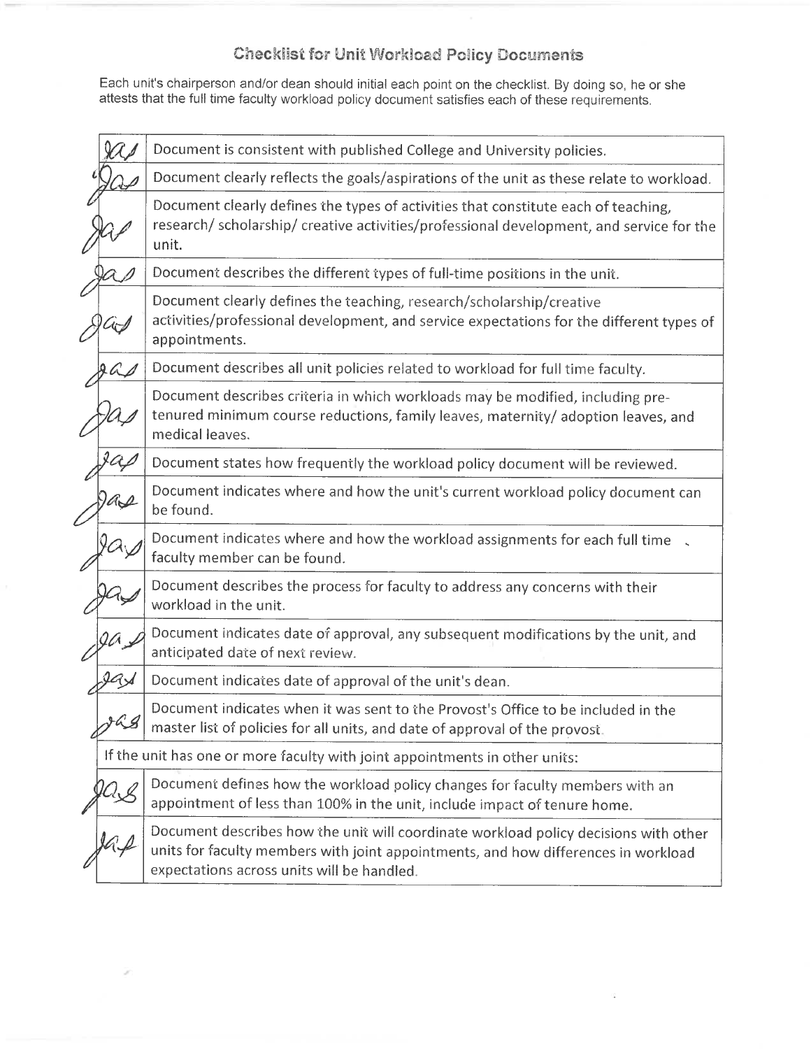## Checklist for Unit Workload Policy Documents

Each unit's chairperson and/or dean should initial each point on the checklist. By doing so, he or she attests that the full time faculty workload policy document satisfies each of these requirements.

| | |
|---|---|
| JAS | Document is consistent with published College and University policies. |
| JAS | Document clearly reflects the goals/aspirations of the unit as these relate to workload. |
| JAS | Document clearly defines the types of activities that constitute each of teaching, research/ scholarship/ creative activities/professional development, and service for the unit. |
| JAS | Document describes the different types of full-time positions in the unit. |
| JAS | Document clearly defines the teaching, research/scholarship/creative activities/professional development, and service expectations for the different types of appointments. |
| JAS | Document describes all unit policies related to workload for full time faculty. |
| JAS | Document describes criteria in which workloads may be modified, including pre-tenured minimum course reductions, family leaves, maternity/ adoption leaves, and medical leaves. |
| JAS | Document states how frequently the workload policy document will be reviewed. |
| JAS | Document indicates where and how the unit's current workload policy document can be found. |
| JAS | Document indicates where and how the workload assignments for each full time faculty member can be found. |
| JAS | Document describes the process for faculty to address any concerns with their workload in the unit. |
| JAS | Document indicates date of approval, any subsequent modifications by the unit, and anticipated date of next review. |
| JAS | Document indicates date of approval of the unit's dean. |
| JAS | Document indicates when it was sent to the Provost's Office to be included in the master list of policies for all units, and date of approval of the provost. |
| If the unit has one or more faculty with joint appointments in other units: | |
| JAS | Document defines how the workload policy changes for faculty members with an appointment of less than 100% in the unit, include impact of tenure home. |
| JAS | Document describes how the unit will coordinate workload policy decisions with other units for faculty members with joint appointments, and how differences in workload expectations across units will be handled. |